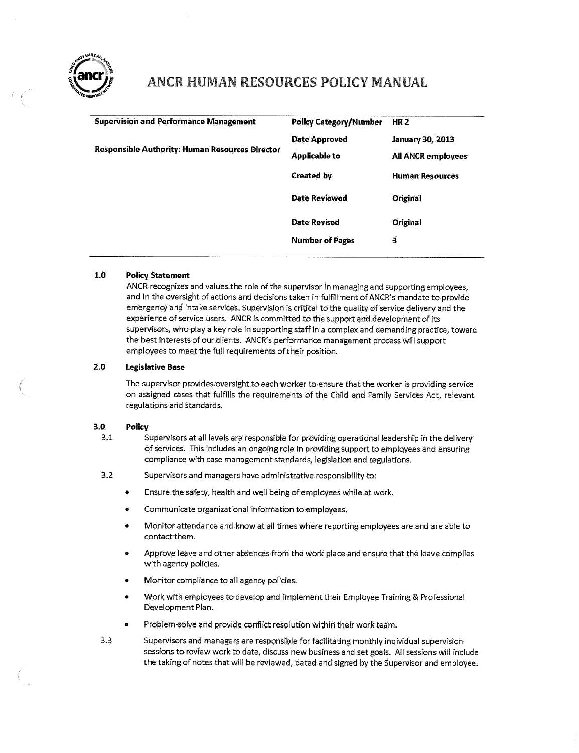# ANCR HUMAN RESOURCES POLICY MANUAL

| Supervision and Performance Management | Policy Category/Number | HR 2 |
|---|---|---|
| Responsible Authority: Human Resources Director | Date Approved | January 30, 2013 |
| | Applicable to | All ANCR employees |
| | Created by | Human Resources |
| | Date Reviewed | Original |
| | Date Revised | Original |
| | Number of Pages | 3 |

## 1.0 Policy Statement

ANCR recognizes and values the role of the supervisor in managing and supporting employees, and in the oversight of actions and decisions taken in fulfillment of ANCR's mandate to provide emergency and intake services. Supervision is critical to the quality of service delivery and the experience of service users. ANCR is committed to the support and development of its supervisors, who play a key role in supporting staff in a complex and demanding practice, toward the best interests of our clients. ANCR's performance management process will support employees to meet the full requirements of their position.

## 2.0 Legislative Base

The supervisor provides oversight to each worker to ensure that the worker is providing service on assigned cases that fulfills the requirements of the Child and Family Services Act, relevant regulations and standards.

## 3.0 Policy

3.1 Supervisors at all levels are responsible for providing operational leadership in the delivery of services. This includes an ongoing role in providing support to employees and ensuring compliance with case management standards, legislation and regulations.

3.2 Supervisors and managers have administrative responsibility to:

- Ensure the safety, health and well being of employees while at work.
- Communicate organizational information to employees.
- Monitor attendance and know at all times where reporting employees are and are able to contact them.
- Approve leave and other absences from the work place and ensure that the leave complies with agency policies.
- Monitor compliance to all agency policies.
- Work with employees to develop and implement their Employee Training & Professional Development Plan.
- Problem-solve and provide conflict resolution within their work team.

3.3 Supervisors and managers are responsible for facilitating monthly individual supervision sessions to review work to date, discuss new business and set goals. All sessions will include the taking of notes that will be reviewed, dated and signed by the Supervisor and employee.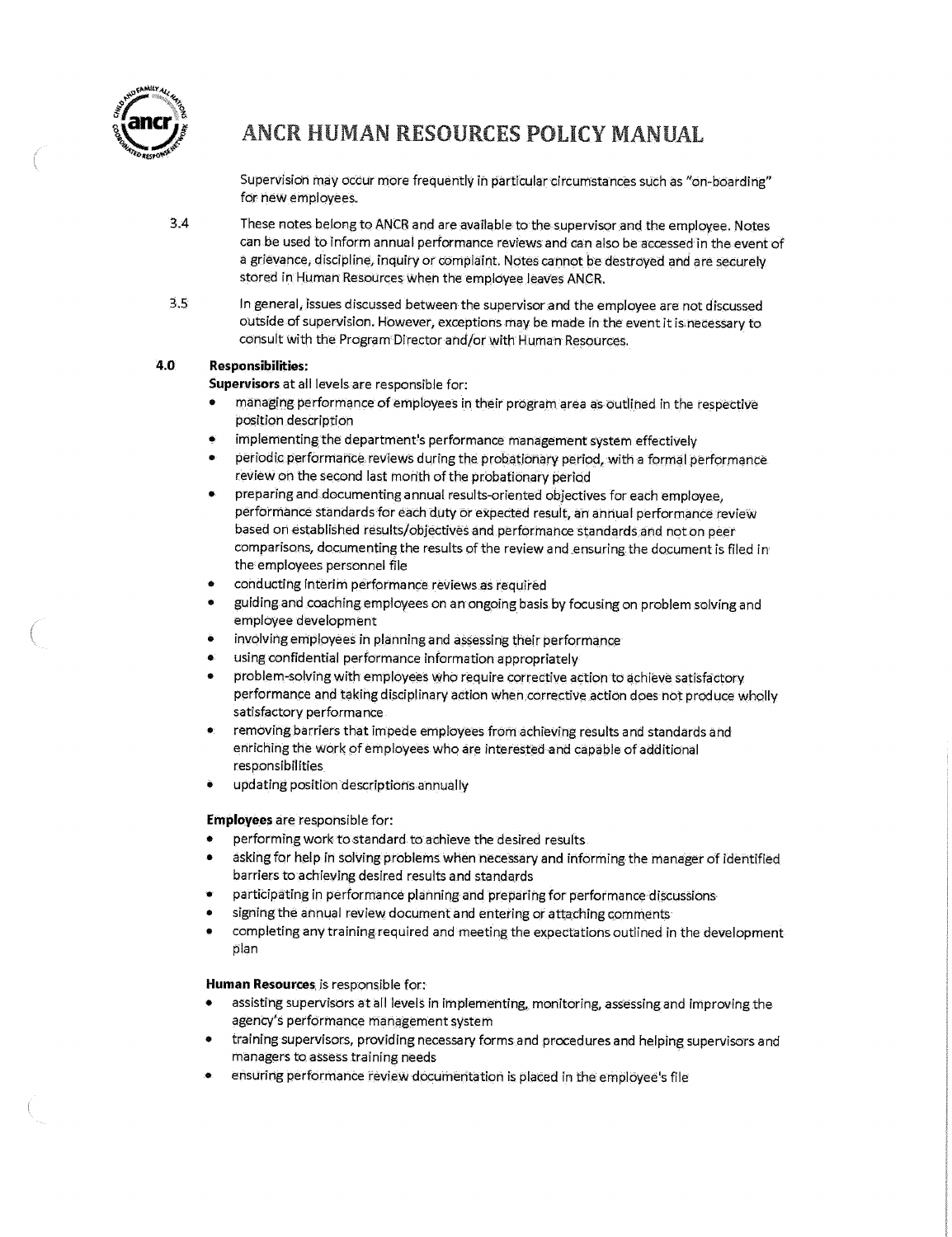Supervision may occur more frequently in particular circumstances such as "on-boarding" for new employees.

3.4 These notes belong to ANCR and are available to the supervisor and the employee. Notes can be used to inform annual performance reviews and can also be accessed in the event of a grievance, discipline, inquiry or complaint. Notes cannot be destroyed and are securely stored in Human Resources when the employee leaves ANCR.

3.5 In general, issues discussed between the supervisor and the employee are not discussed outside of supervision. However, exceptions may be made in the event it is necessary to consult with the Program Director and/or with Human Resources.

## 4.0 Responsibilities:

**Supervisors** at all levels are responsible for:

- managing performance of employees in their program area as outlined in the respective position description
- implementing the department's performance management system effectively
- periodic performance reviews during the probationary period, with a formal performance review on the second last month of the probationary period
- preparing and documenting annual results-oriented objectives for each employee, performance standards for each duty or expected result, an annual performance review based on established results/objectives and performance standards and not on peer comparisons, documenting the results of the review and ensuring the document is filed in the employees personnel file
- conducting interim performance reviews as required
- guiding and coaching employees on an ongoing basis by focusing on problem solving and employee development
- involving employees in planning and assessing their performance
- using confidential performance information appropriately
- problem-solving with employees who require corrective action to achieve satisfactory performance and taking disciplinary action when corrective action does not produce wholly satisfactory performance
- removing barriers that impede employees from achieving results and standards and enriching the work of employees who are interested and capable of additional responsibilities
- updating position descriptions annually

**Employees** are responsible for:

- performing work to standard to achieve the desired results
- asking for help in solving problems when necessary and informing the manager of identified barriers to achieving desired results and standards
- participating in performance planning and preparing for performance discussions
- signing the annual review document and entering or attaching comments
- completing any training required and meeting the expectations outlined in the development plan

**Human Resources** is responsible for:

- assisting supervisors at all levels in implementing, monitoring, assessing and improving the agency's performance management system
- training supervisors, providing necessary forms and procedures and helping supervisors and managers to assess training needs
- ensuring performance review documentation is placed in the employee's file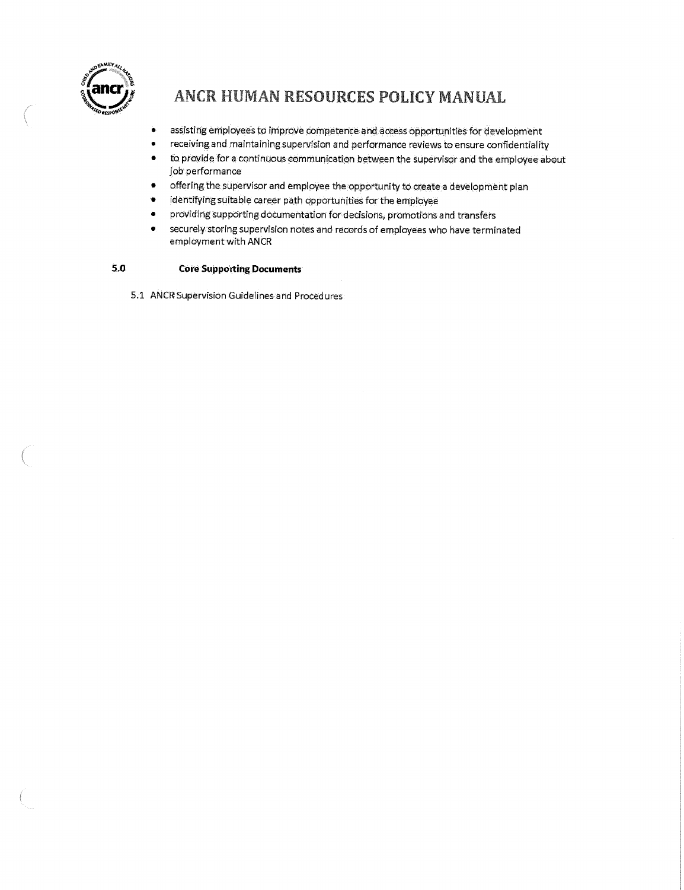- assisting employees to improve competence and access opportunities for development
- receiving and maintaining supervision and performance reviews to ensure confidentiality
- to provide for a continuous communication between the supervisor and the employee about job performance
- offering the supervisor and employee the opportunity to create a development plan
- identifying suitable career path opportunities for the employee
- providing supporting documentation for decisions, promotions and transfers
- securely storing supervision notes and records of employees who have terminated employment with ANCR

## 5.0 Core Supporting Documents

5.1 ANCR Supervision Guidelines and Procedures